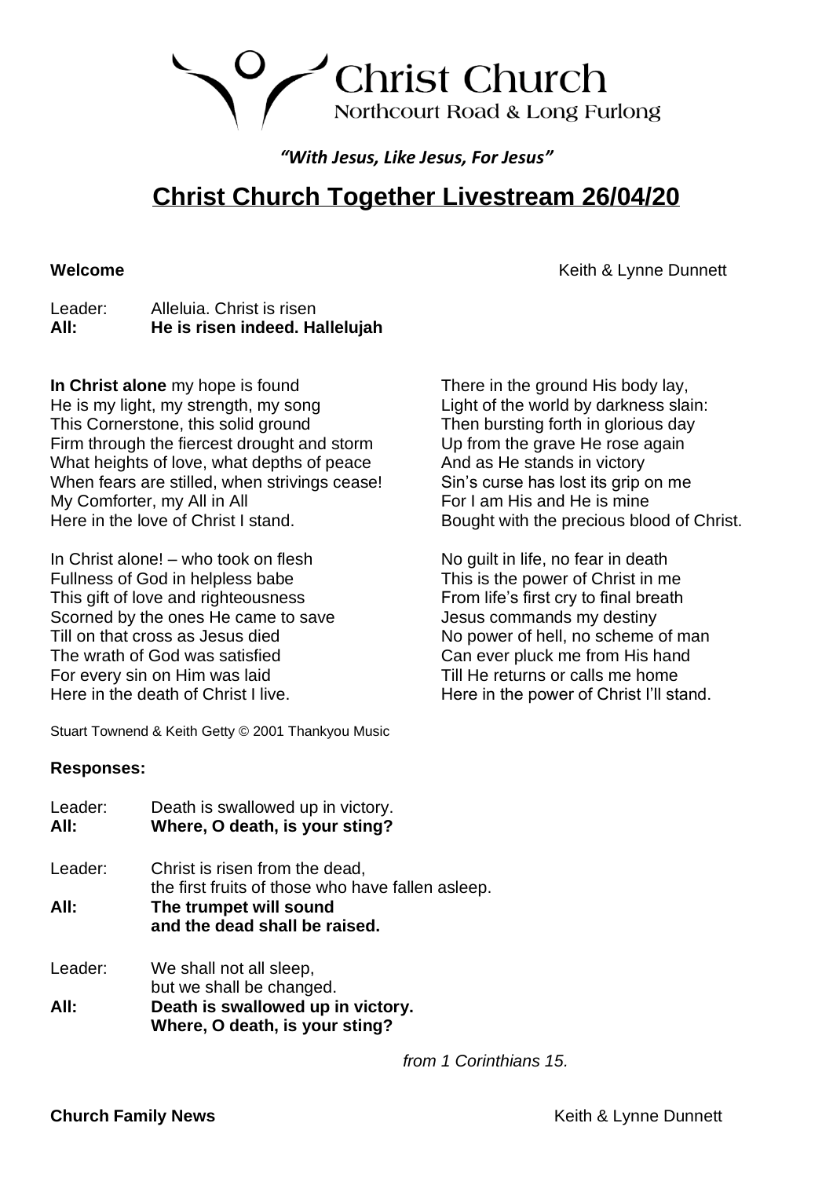Christ Church
Northcourt Road & Long Furlong

*"With Jesus, Like Jesus, For Jesus"*

# Christ Church Together Livestream 26/04/20

**Welcome** Keith & Lynne Dunnett

Leader: Alleluia. Christ is risen
**All: He is risen indeed. Hallelujah**

**In Christ alone** my hope is found
He is my light, my strength, my song
This Cornerstone, this solid ground
Firm through the fiercest drought and storm
What heights of love, what depths of peace
When fears are stilled, when strivings cease!
My Comforter, my All in All
Here in the love of Christ I stand.

In Christ alone! – who took on flesh
Fullness of God in helpless babe
This gift of love and righteousness
Scorned by the ones He came to save
Till on that cross as Jesus died
The wrath of God was satisfied
For every sin on Him was laid
Here in the death of Christ I live.

There in the ground His body lay,
Light of the world by darkness slain:
Then bursting forth in glorious day
Up from the grave He rose again
And as He stands in victory
Sin's curse has lost its grip on me
For I am His and He is mine
Bought with the precious blood of Christ.

No guilt in life, no fear in death
This is the power of Christ in me
From life's first cry to final breath
Jesus commands my destiny
No power of hell, no scheme of man
Can ever pluck me from His hand
Till He returns or calls me home
Here in the power of Christ I'll stand.

Stuart Townend & Keith Getty © 2001 Thankyou Music

**Responses:**

Leader: Death is swallowed up in victory.
**All: Where, O death, is your sting?**

Leader: Christ is risen from the dead,
the first fruits of those who have fallen asleep.
**All: The trumpet will sound
and the dead shall be raised.**

Leader: We shall not all sleep,
but we shall be changed.
**All: Death is swallowed up in victory.
Where, O death, is your sting?**

*from 1 Corinthians 15.*

**Church Family News** Keith & Lynne Dunnett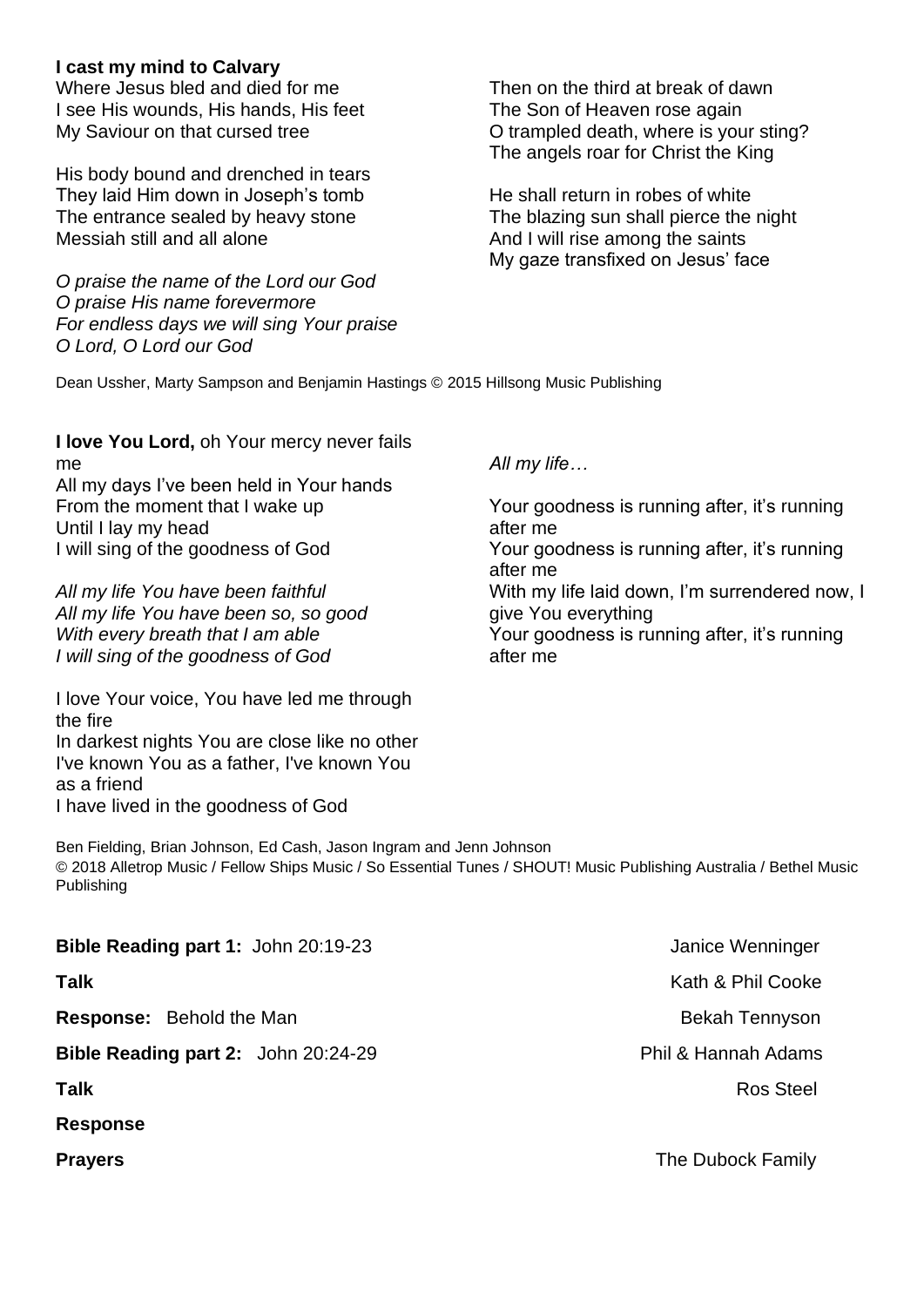**I cast my mind to Calvary**
Where Jesus bled and died for me
I see His wounds, His hands, His feet
My Saviour on that cursed tree

His body bound and drenched in tears
They laid Him down in Joseph's tomb
The entrance sealed by heavy stone
Messiah still and all alone

*O praise the name of the Lord our God*
*O praise His name forevermore*
*For endless days we will sing Your praise*
*O Lord, O Lord our God*

Then on the third at break of dawn
The Son of Heaven rose again
O trampled death, where is your sting?
The angels roar for Christ the King

He shall return in robes of white
The blazing sun shall pierce the night
And I will rise among the saints
My gaze transfixed on Jesus' face

Dean Ussher, Marty Sampson and Benjamin Hastings © 2015 Hillsong Music Publishing

**I love You Lord,** oh Your mercy never fails me
All my days I've been held in Your hands
From the moment that I wake up
Until I lay my head
I will sing of the goodness of God

*All my life You have been faithful*
*All my life You have been so, so good*
*With every breath that I am able*
*I will sing of the goodness of God*

I love Your voice, You have led me through the fire
In darkest nights You are close like no other
I've known You as a father, I've known You as a friend
I have lived in the goodness of God

*All my life…*

Your goodness is running after, it's running after me
Your goodness is running after, it's running after me
With my life laid down, I'm surrendered now, I give You everything
Your goodness is running after, it's running after me

Ben Fielding, Brian Johnson, Ed Cash, Jason Ingram and Jenn Johnson
© 2018 Alletrop Music / Fellow Ships Music / So Essential Tunes / SHOUT! Music Publishing Australia / Bethel Music Publishing

| | |
|---|---|
| **Bible Reading part 1:** John 20:19-23 | Janice Wenninger |
| **Talk** | Kath & Phil Cooke |
| **Response:** Behold the Man | Bekah Tennyson |
| **Bible Reading part 2:** John 20:24-29 | Phil & Hannah Adams |
| **Talk** | Ros Steel |
| **Response** | |
| **Prayers** | The Dubock Family |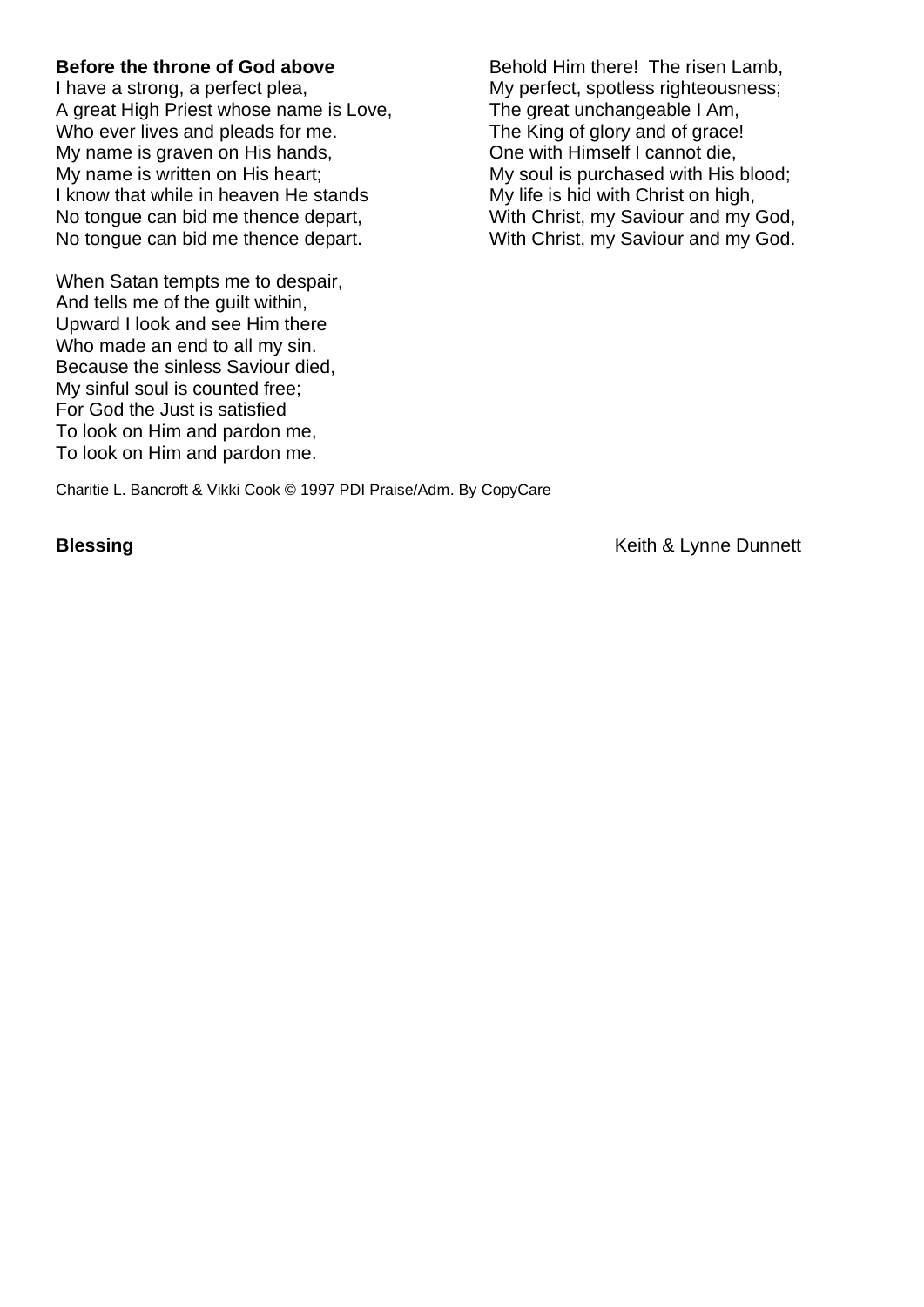**Before the throne of God above**
I have a strong, a perfect plea,
A great High Priest whose name is Love,
Who ever lives and pleads for me.
My name is graven on His hands,
My name is written on His heart;
I know that while in heaven He stands
No tongue can bid me thence depart,
No tongue can bid me thence depart.

When Satan tempts me to despair,
And tells me of the guilt within,
Upward I look and see Him there
Who made an end to all my sin.
Because the sinless Saviour died,
My sinful soul is counted free;
For God the Just is satisfied
To look on Him and pardon me,
To look on Him and pardon me.

Behold Him there! The risen Lamb,
My perfect, spotless righteousness;
The great unchangeable I Am,
The King of glory and of grace!
One with Himself I cannot die,
My soul is purchased with His blood;
My life is hid with Christ on high,
With Christ, my Saviour and my God,
With Christ, my Saviour and my God.

Charitie L. Bancroft & Vikki Cook © 1997 PDI Praise/Adm. By CopyCare

**Blessing** Keith & Lynne Dunnett